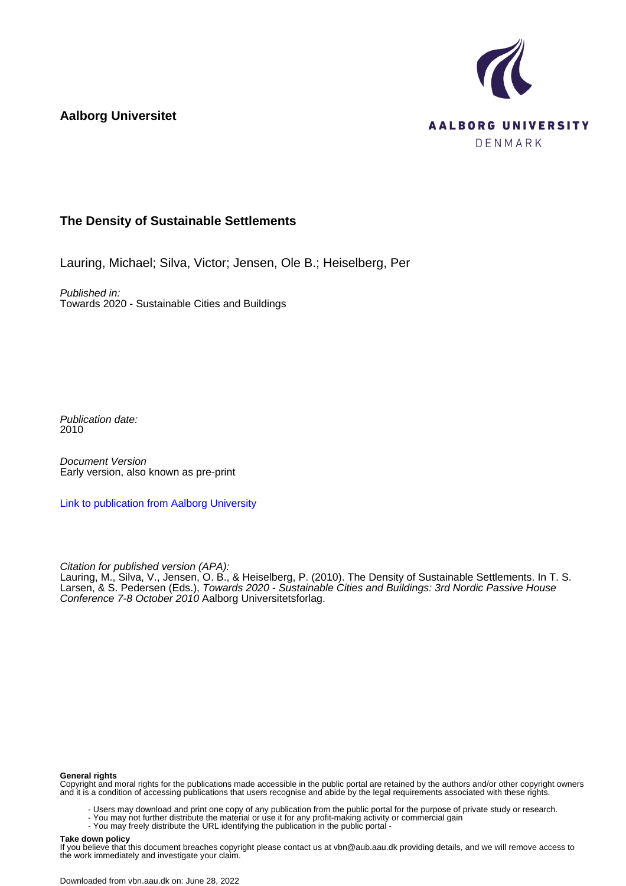**Aalborg Universitet**

AALBORG UNIVERSITY
DENMARK

# The Density of Sustainable Settlements

Lauring, Michael; Silva, Victor; Jensen, Ole B.; Heiselberg, Per

*Published in:*
Towards 2020 - Sustainable Cities and Buildings

*Publication date:*
2010

*Document Version*
Early version, also known as pre-print

[Link to publication from Aalborg University](#)

*Citation for published version (APA):*
Lauring, M., Silva, V., Jensen, O. B., & Heiselberg, P. (2010). The Density of Sustainable Settlements. In T. S. Larsen, & S. Pedersen (Eds.), *Towards 2020 - Sustainable Cities and Buildings: 3rd Nordic Passive House Conference 7-8 October 2010* Aalborg Universitetsforlag.

**General rights**
Copyright and moral rights for the publications made accessible in the public portal are retained by the authors and/or other copyright owners and it is a condition of accessing publications that users recognise and abide by the legal requirements associated with these rights.

- Users may download and print one copy of any publication from the public portal for the purpose of private study or research.
- You may not further distribute the material or use it for any profit-making activity or commercial gain
- You may freely distribute the URL identifying the publication in the public portal -

**Take down policy**
If you believe that this document breaches copyright please contact us at vbn@aub.aau.dk providing details, and we will remove access to the work immediately and investigate your claim.

Downloaded from vbn.aau.dk on: June 28, 2022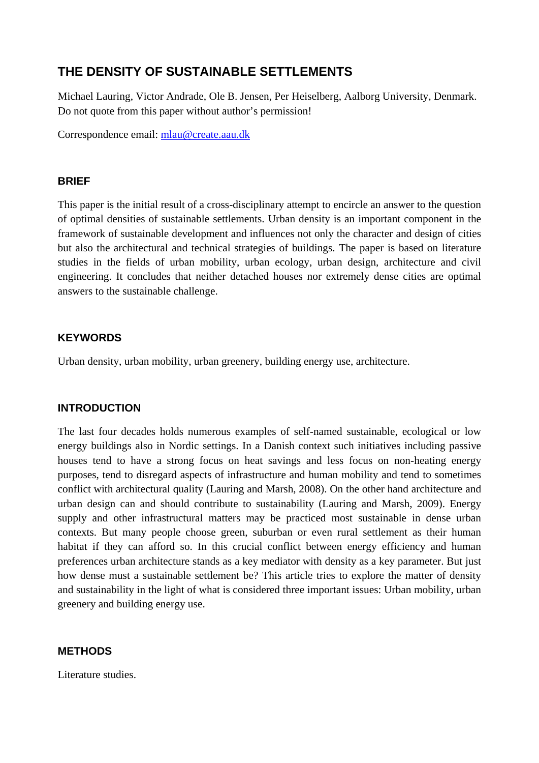# THE DENSITY OF SUSTAINABLE SETTLEMENTS

Michael Lauring, Victor Andrade, Ole B. Jensen, Per Heiselberg, Aalborg University, Denmark. Do not quote from this paper without author's permission!

Correspondence email: mlau@create.aau.dk

## BRIEF

This paper is the initial result of a cross-disciplinary attempt to encircle an answer to the question of optimal densities of sustainable settlements. Urban density is an important component in the framework of sustainable development and influences not only the character and design of cities but also the architectural and technical strategies of buildings. The paper is based on literature studies in the fields of urban mobility, urban ecology, urban design, architecture and civil engineering. It concludes that neither detached houses nor extremely dense cities are optimal answers to the sustainable challenge.

## KEYWORDS

Urban density, urban mobility, urban greenery, building energy use, architecture.

## INTRODUCTION

The last four decades holds numerous examples of self-named sustainable, ecological or low energy buildings also in Nordic settings. In a Danish context such initiatives including passive houses tend to have a strong focus on heat savings and less focus on non-heating energy purposes, tend to disregard aspects of infrastructure and human mobility and tend to sometimes conflict with architectural quality (Lauring and Marsh, 2008). On the other hand architecture and urban design can and should contribute to sustainability (Lauring and Marsh, 2009). Energy supply and other infrastructural matters may be practiced most sustainable in dense urban contexts. But many people choose green, suburban or even rural settlement as their human habitat if they can afford so. In this crucial conflict between energy efficiency and human preferences urban architecture stands as a key mediator with density as a key parameter. But just how dense must a sustainable settlement be? This article tries to explore the matter of density and sustainability in the light of what is considered three important issues: Urban mobility, urban greenery and building energy use.

## METHODS

Literature studies.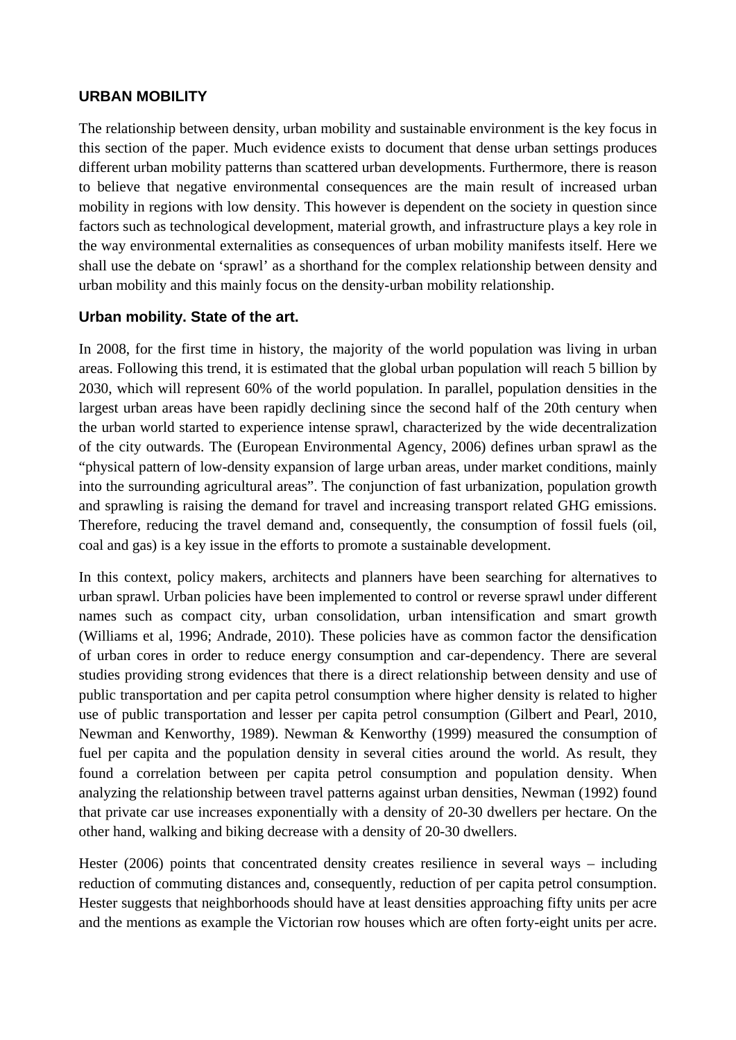## URBAN MOBILITY

The relationship between density, urban mobility and sustainable environment is the key focus in this section of the paper. Much evidence exists to document that dense urban settings produces different urban mobility patterns than scattered urban developments. Furthermore, there is reason to believe that negative environmental consequences are the main result of increased urban mobility in regions with low density. This however is dependent on the society in question since factors such as technological development, material growth, and infrastructure plays a key role in the way environmental externalities as consequences of urban mobility manifests itself. Here we shall use the debate on 'sprawl' as a shorthand for the complex relationship between density and urban mobility and this mainly focus on the density-urban mobility relationship.

### Urban mobility. State of the art.

In 2008, for the first time in history, the majority of the world population was living in urban areas. Following this trend, it is estimated that the global urban population will reach 5 billion by 2030, which will represent 60% of the world population. In parallel, population densities in the largest urban areas have been rapidly declining since the second half of the 20th century when the urban world started to experience intense sprawl, characterized by the wide decentralization of the city outwards. The (European Environmental Agency, 2006) defines urban sprawl as the "physical pattern of low-density expansion of large urban areas, under market conditions, mainly into the surrounding agricultural areas". The conjunction of fast urbanization, population growth and sprawling is raising the demand for travel and increasing transport related GHG emissions. Therefore, reducing the travel demand and, consequently, the consumption of fossil fuels (oil, coal and gas) is a key issue in the efforts to promote a sustainable development.

In this context, policy makers, architects and planners have been searching for alternatives to urban sprawl. Urban policies have been implemented to control or reverse sprawl under different names such as compact city, urban consolidation, urban intensification and smart growth (Williams et al, 1996; Andrade, 2010). These policies have as common factor the densification of urban cores in order to reduce energy consumption and car-dependency. There are several studies providing strong evidences that there is a direct relationship between density and use of public transportation and per capita petrol consumption where higher density is related to higher use of public transportation and lesser per capita petrol consumption (Gilbert and Pearl, 2010, Newman and Kenworthy, 1989). Newman & Kenworthy (1999) measured the consumption of fuel per capita and the population density in several cities around the world. As result, they found a correlation between per capita petrol consumption and population density. When analyzing the relationship between travel patterns against urban densities, Newman (1992) found that private car use increases exponentially with a density of 20-30 dwellers per hectare. On the other hand, walking and biking decrease with a density of 20-30 dwellers.

Hester (2006) points that concentrated density creates resilience in several ways – including reduction of commuting distances and, consequently, reduction of per capita petrol consumption. Hester suggests that neighborhoods should have at least densities approaching fifty units per acre and the mentions as example the Victorian row houses which are often forty-eight units per acre.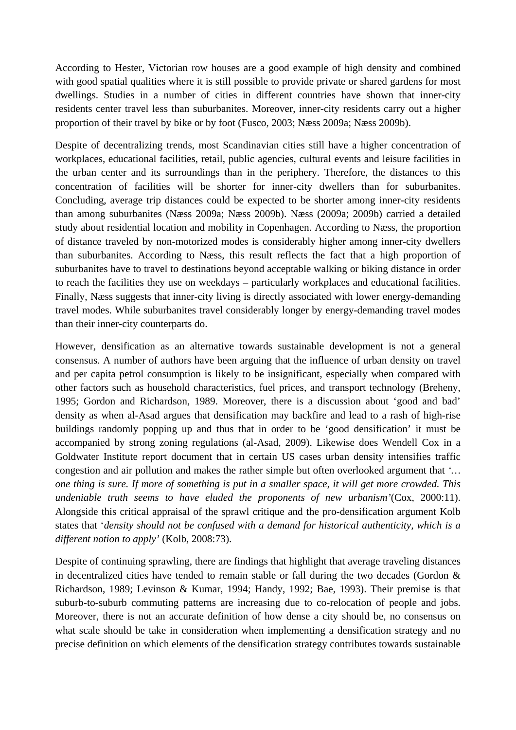According to Hester, Victorian row houses are a good example of high density and combined with good spatial qualities where it is still possible to provide private or shared gardens for most dwellings. Studies in a number of cities in different countries have shown that inner-city residents center travel less than suburbanites. Moreover, inner-city residents carry out a higher proportion of their travel by bike or by foot (Fusco, 2003; Næss 2009a; Næss 2009b).

Despite of decentralizing trends, most Scandinavian cities still have a higher concentration of workplaces, educational facilities, retail, public agencies, cultural events and leisure facilities in the urban center and its surroundings than in the periphery. Therefore, the distances to this concentration of facilities will be shorter for inner-city dwellers than for suburbanites. Concluding, average trip distances could be expected to be shorter among inner-city residents than among suburbanites (Næss 2009a; Næss 2009b). Næss (2009a; 2009b) carried a detailed study about residential location and mobility in Copenhagen. According to Næss, the proportion of distance traveled by non-motorized modes is considerably higher among inner-city dwellers than suburbanites. According to Næss, this result reflects the fact that a high proportion of suburbanites have to travel to destinations beyond acceptable walking or biking distance in order to reach the facilities they use on weekdays – particularly workplaces and educational facilities. Finally, Næss suggests that inner-city living is directly associated with lower energy-demanding travel modes. While suburbanites travel considerably longer by energy-demanding travel modes than their inner-city counterparts do.

However, densification as an alternative towards sustainable development is not a general consensus. A number of authors have been arguing that the influence of urban density on travel and per capita petrol consumption is likely to be insignificant, especially when compared with other factors such as household characteristics, fuel prices, and transport technology (Breheny, 1995; Gordon and Richardson, 1989. Moreover, there is a discussion about 'good and bad' density as when al-Asad argues that densification may backfire and lead to a rash of high-rise buildings randomly popping up and thus that in order to be 'good densification' it must be accompanied by strong zoning regulations (al-Asad, 2009). Likewise does Wendell Cox in a Goldwater Institute report document that in certain US cases urban density intensifies traffic congestion and air pollution and makes the rather simple but often overlooked argument that '*… one thing is sure. If more of something is put in a smaller space, it will get more crowded. This undeniable truth seems to have eluded the proponents of new urbanism*'(Cox, 2000:11). Alongside this critical appraisal of the sprawl critique and the pro-densification argument Kolb states that '*density should not be confused with a demand for historical authenticity, which is a different notion to apply*' (Kolb, 2008:73).

Despite of continuing sprawling, there are findings that highlight that average traveling distances in decentralized cities have tended to remain stable or fall during the two decades (Gordon & Richardson, 1989; Levinson & Kumar, 1994; Handy, 1992; Bae, 1993). Their premise is that suburb-to-suburb commuting patterns are increasing due to co-relocation of people and jobs. Moreover, there is not an accurate definition of how dense a city should be, no consensus on what scale should be take in consideration when implementing a densification strategy and no precise definition on which elements of the densification strategy contributes towards sustainable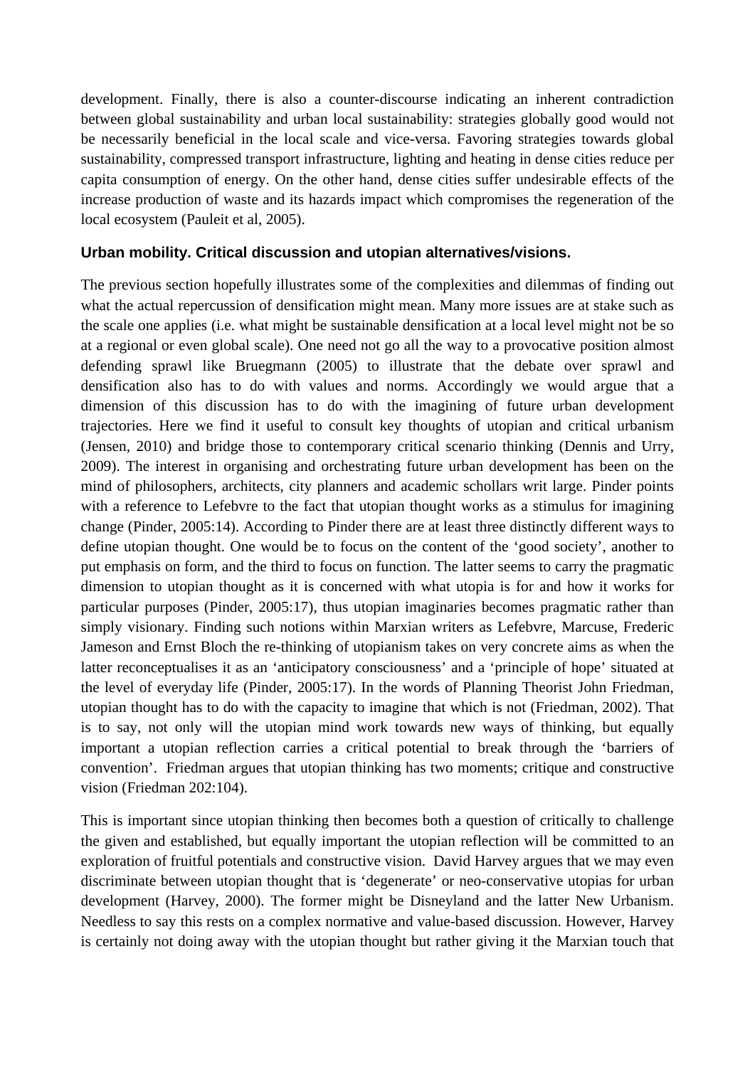development. Finally, there is also a counter-discourse indicating an inherent contradiction between global sustainability and urban local sustainability: strategies globally good would not be necessarily beneficial in the local scale and vice-versa. Favoring strategies towards global sustainability, compressed transport infrastructure, lighting and heating in dense cities reduce per capita consumption of energy. On the other hand, dense cities suffer undesirable effects of the increase production of waste and its hazards impact which compromises the regeneration of the local ecosystem (Pauleit et al, 2005).

### Urban mobility. Critical discussion and utopian alternatives/visions.

The previous section hopefully illustrates some of the complexities and dilemmas of finding out what the actual repercussion of densification might mean. Many more issues are at stake such as the scale one applies (i.e. what might be sustainable densification at a local level might not be so at a regional or even global scale). One need not go all the way to a provocative position almost defending sprawl like Bruegmann (2005) to illustrate that the debate over sprawl and densification also has to do with values and norms. Accordingly we would argue that a dimension of this discussion has to do with the imagining of future urban development trajectories. Here we find it useful to consult key thoughts of utopian and critical urbanism (Jensen, 2010) and bridge those to contemporary critical scenario thinking (Dennis and Urry, 2009). The interest in organising and orchestrating future urban development has been on the mind of philosophers, architects, city planners and academic schollars writ large. Pinder points with a reference to Lefebvre to the fact that utopian thought works as a stimulus for imagining change (Pinder, 2005:14). According to Pinder there are at least three distinctly different ways to define utopian thought. One would be to focus on the content of the 'good society', another to put emphasis on form, and the third to focus on function. The latter seems to carry the pragmatic dimension to utopian thought as it is concerned with what utopia is for and how it works for particular purposes (Pinder, 2005:17), thus utopian imaginaries becomes pragmatic rather than simply visionary. Finding such notions within Marxian writers as Lefebvre, Marcuse, Frederic Jameson and Ernst Bloch the re-thinking of utopianism takes on very concrete aims as when the latter reconceptualises it as an 'anticipatory consciousness' and a 'principle of hope' situated at the level of everyday life (Pinder, 2005:17). In the words of Planning Theorist John Friedman, utopian thought has to do with the capacity to imagine that which is not (Friedman, 2002). That is to say, not only will the utopian mind work towards new ways of thinking, but equally important a utopian reflection carries a critical potential to break through the 'barriers of convention'. Friedman argues that utopian thinking has two moments; critique and constructive vision (Friedman 202:104).

This is important since utopian thinking then becomes both a question of critically to challenge the given and established, but equally important the utopian reflection will be committed to an exploration of fruitful potentials and constructive vision. David Harvey argues that we may even discriminate between utopian thought that is 'degenerate' or neo-conservative utopias for urban development (Harvey, 2000). The former might be Disneyland and the latter New Urbanism. Needless to say this rests on a complex normative and value-based discussion. However, Harvey is certainly not doing away with the utopian thought but rather giving it the Marxian touch that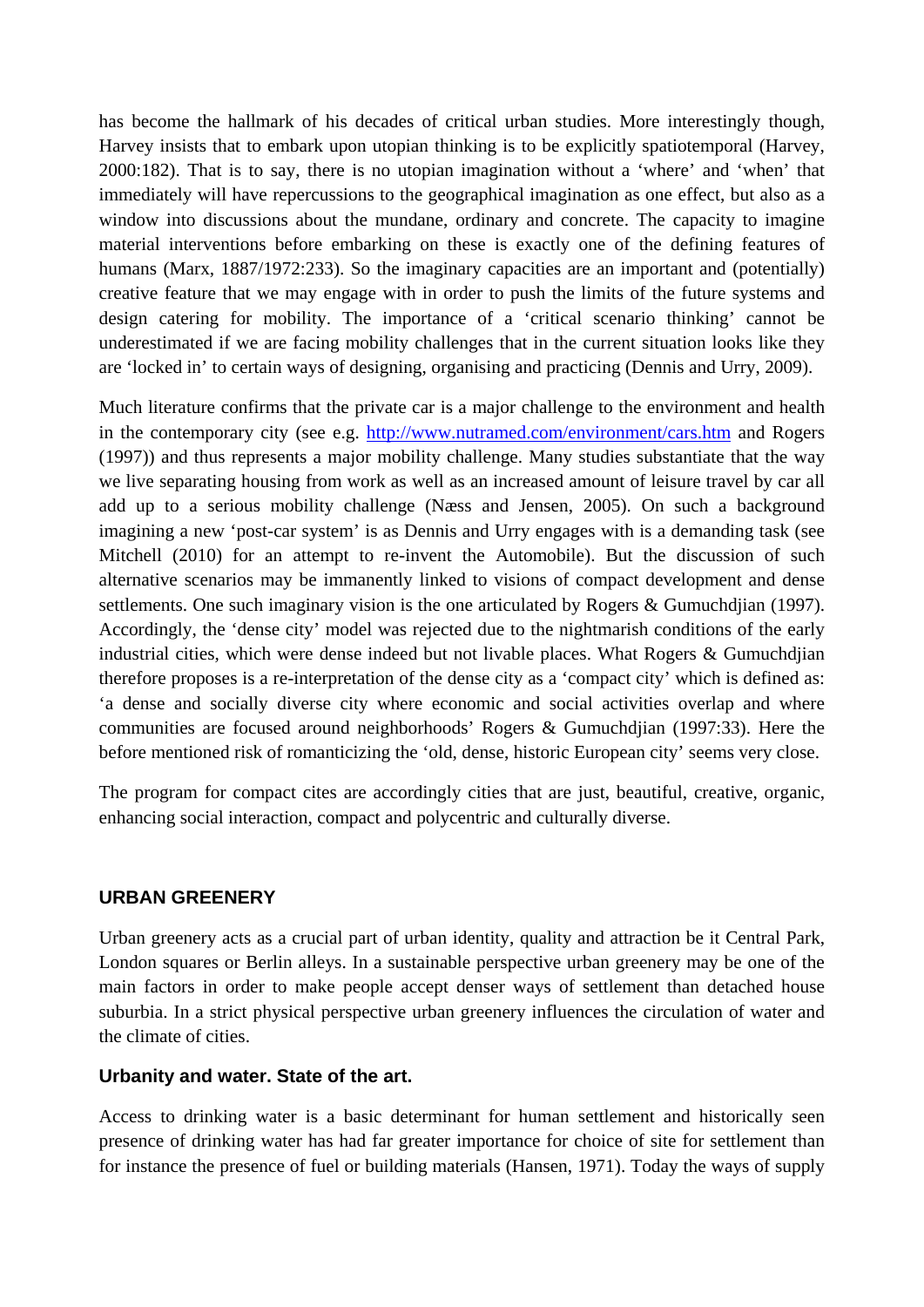has become the hallmark of his decades of critical urban studies. More interestingly though, Harvey insists that to embark upon utopian thinking is to be explicitly spatiotemporal (Harvey, 2000:182). That is to say, there is no utopian imagination without a 'where' and 'when' that immediately will have repercussions to the geographical imagination as one effect, but also as a window into discussions about the mundane, ordinary and concrete. The capacity to imagine material interventions before embarking on these is exactly one of the defining features of humans (Marx, 1887/1972:233). So the imaginary capacities are an important and (potentially) creative feature that we may engage with in order to push the limits of the future systems and design catering for mobility. The importance of a 'critical scenario thinking' cannot be underestimated if we are facing mobility challenges that in the current situation looks like they are 'locked in' to certain ways of designing, organising and practicing (Dennis and Urry, 2009).

Much literature confirms that the private car is a major challenge to the environment and health in the contemporary city (see e.g. http://www.nutramed.com/environment/cars.htm and Rogers (1997)) and thus represents a major mobility challenge. Many studies substantiate that the way we live separating housing from work as well as an increased amount of leisure travel by car all add up to a serious mobility challenge (Næss and Jensen, 2005). On such a background imagining a new 'post-car system' is as Dennis and Urry engages with is a demanding task (see Mitchell (2010) for an attempt to re-invent the Automobile). But the discussion of such alternative scenarios may be immanently linked to visions of compact development and dense settlements. One such imaginary vision is the one articulated by Rogers & Gumuchdjian (1997). Accordingly, the 'dense city' model was rejected due to the nightmarish conditions of the early industrial cities, which were dense indeed but not livable places. What Rogers & Gumuchdjian therefore proposes is a re-interpretation of the dense city as a 'compact city' which is defined as: 'a dense and socially diverse city where economic and social activities overlap and where communities are focused around neighborhoods' Rogers & Gumuchdjian (1997:33). Here the before mentioned risk of romanticizing the 'old, dense, historic European city' seems very close.

The program for compact cites are accordingly cities that are just, beautiful, creative, organic, enhancing social interaction, compact and polycentric and culturally diverse.

## URBAN GREENERY

Urban greenery acts as a crucial part of urban identity, quality and attraction be it Central Park, London squares or Berlin alleys. In a sustainable perspective urban greenery may be one of the main factors in order to make people accept denser ways of settlement than detached house suburbia. In a strict physical perspective urban greenery influences the circulation of water and the climate of cities.

### Urbanity and water. State of the art.

Access to drinking water is a basic determinant for human settlement and historically seen presence of drinking water has had far greater importance for choice of site for settlement than for instance the presence of fuel or building materials (Hansen, 1971). Today the ways of supply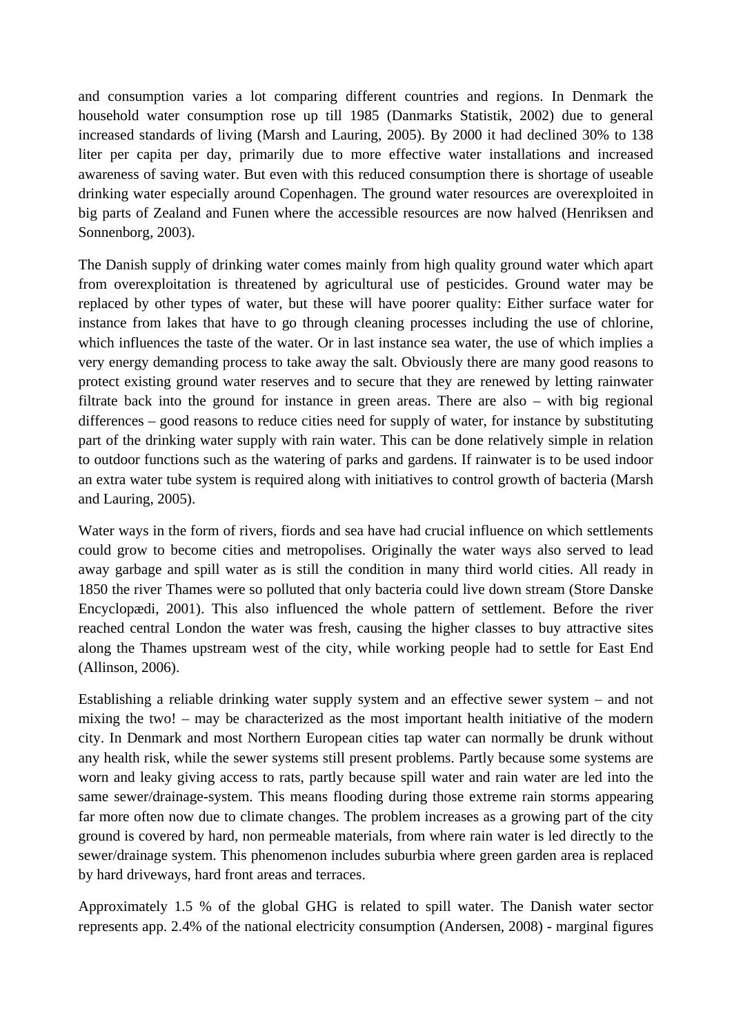and consumption varies a lot comparing different countries and regions. In Denmark the household water consumption rose up till 1985 (Danmarks Statistik, 2002) due to general increased standards of living (Marsh and Lauring, 2005). By 2000 it had declined 30% to 138 liter per capita per day, primarily due to more effective water installations and increased awareness of saving water. But even with this reduced consumption there is shortage of useable drinking water especially around Copenhagen. The ground water resources are overexploited in big parts of Zealand and Funen where the accessible resources are now halved (Henriksen and Sonnenborg, 2003).

The Danish supply of drinking water comes mainly from high quality ground water which apart from overexploitation is threatened by agricultural use of pesticides. Ground water may be replaced by other types of water, but these will have poorer quality: Either surface water for instance from lakes that have to go through cleaning processes including the use of chlorine, which influences the taste of the water. Or in last instance sea water, the use of which implies a very energy demanding process to take away the salt. Obviously there are many good reasons to protect existing ground water reserves and to secure that they are renewed by letting rainwater filtrate back into the ground for instance in green areas. There are also – with big regional differences – good reasons to reduce cities need for supply of water, for instance by substituting part of the drinking water supply with rain water. This can be done relatively simple in relation to outdoor functions such as the watering of parks and gardens. If rainwater is to be used indoor an extra water tube system is required along with initiatives to control growth of bacteria (Marsh and Lauring, 2005).

Water ways in the form of rivers, fiords and sea have had crucial influence on which settlements could grow to become cities and metropolises. Originally the water ways also served to lead away garbage and spill water as is still the condition in many third world cities. All ready in 1850 the river Thames were so polluted that only bacteria could live down stream (Store Danske Encyclopædi, 2001). This also influenced the whole pattern of settlement. Before the river reached central London the water was fresh, causing the higher classes to buy attractive sites along the Thames upstream west of the city, while working people had to settle for East End (Allinson, 2006).

Establishing a reliable drinking water supply system and an effective sewer system – and not mixing the two! – may be characterized as the most important health initiative of the modern city. In Denmark and most Northern European cities tap water can normally be drunk without any health risk, while the sewer systems still present problems. Partly because some systems are worn and leaky giving access to rats, partly because spill water and rain water are led into the same sewer/drainage-system. This means flooding during those extreme rain storms appearing far more often now due to climate changes. The problem increases as a growing part of the city ground is covered by hard, non permeable materials, from where rain water is led directly to the sewer/drainage system. This phenomenon includes suburbia where green garden area is replaced by hard driveways, hard front areas and terraces.

Approximately 1.5 % of the global GHG is related to spill water. The Danish water sector represents app. 2.4% of the national electricity consumption (Andersen, 2008) - marginal figures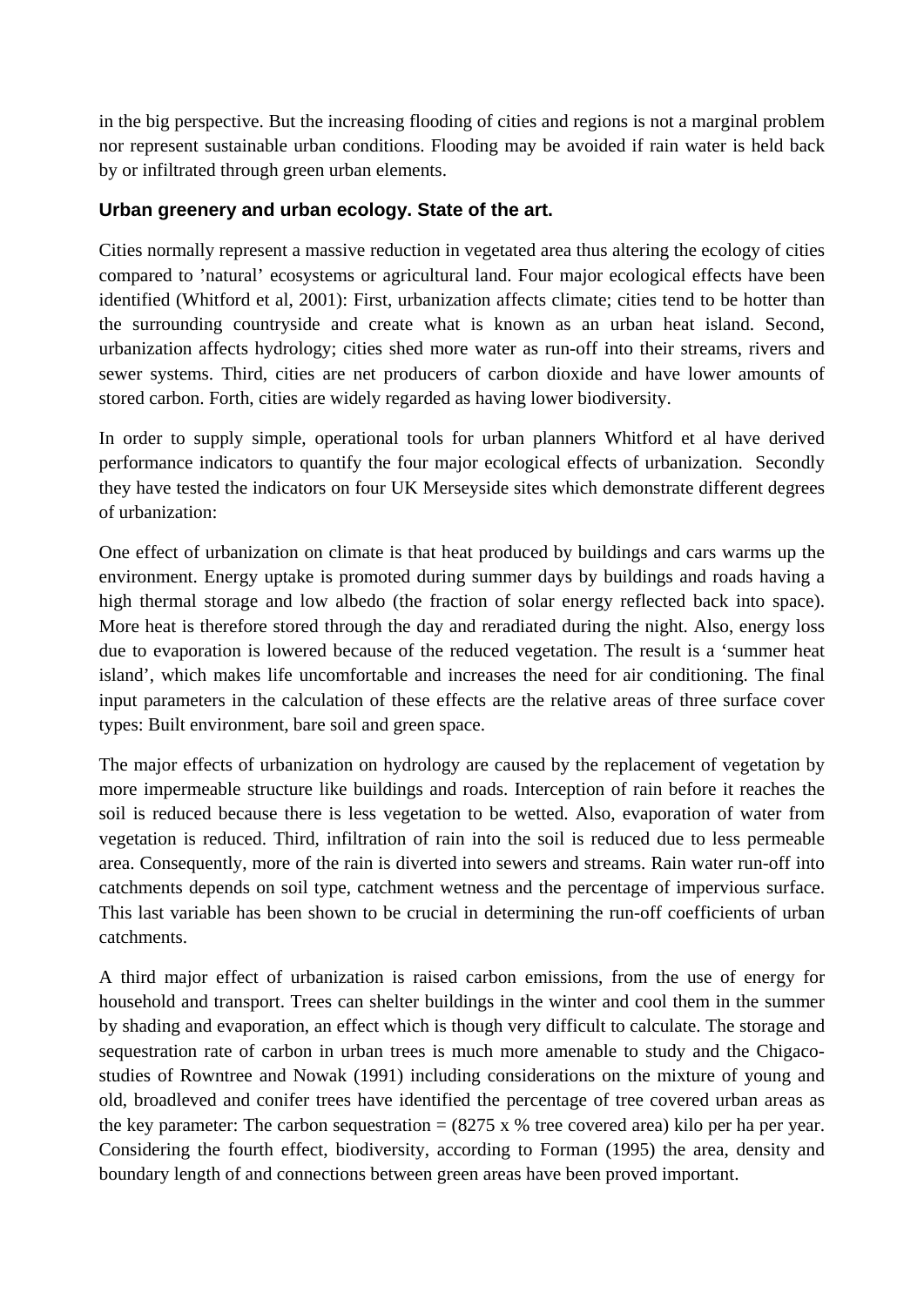in the big perspective. But the increasing flooding of cities and regions is not a marginal problem nor represent sustainable urban conditions. Flooding may be avoided if rain water is held back by or infiltrated through green urban elements.

### Urban greenery and urban ecology. State of the art.

Cities normally represent a massive reduction in vegetated area thus altering the ecology of cities compared to 'natural' ecosystems or agricultural land. Four major ecological effects have been identified (Whitford et al, 2001): First, urbanization affects climate; cities tend to be hotter than the surrounding countryside and create what is known as an urban heat island. Second, urbanization affects hydrology; cities shed more water as run-off into their streams, rivers and sewer systems. Third, cities are net producers of carbon dioxide and have lower amounts of stored carbon. Forth, cities are widely regarded as having lower biodiversity.

In order to supply simple, operational tools for urban planners Whitford et al have derived performance indicators to quantify the four major ecological effects of urbanization. Secondly they have tested the indicators on four UK Merseyside sites which demonstrate different degrees of urbanization:

One effect of urbanization on climate is that heat produced by buildings and cars warms up the environment. Energy uptake is promoted during summer days by buildings and roads having a high thermal storage and low albedo (the fraction of solar energy reflected back into space). More heat is therefore stored through the day and reradiated during the night. Also, energy loss due to evaporation is lowered because of the reduced vegetation. The result is a 'summer heat island', which makes life uncomfortable and increases the need for air conditioning. The final input parameters in the calculation of these effects are the relative areas of three surface cover types: Built environment, bare soil and green space.

The major effects of urbanization on hydrology are caused by the replacement of vegetation by more impermeable structure like buildings and roads. Interception of rain before it reaches the soil is reduced because there is less vegetation to be wetted. Also, evaporation of water from vegetation is reduced. Third, infiltration of rain into the soil is reduced due to less permeable area. Consequently, more of the rain is diverted into sewers and streams. Rain water run-off into catchments depends on soil type, catchment wetness and the percentage of impervious surface. This last variable has been shown to be crucial in determining the run-off coefficients of urban catchments.

A third major effect of urbanization is raised carbon emissions, from the use of energy for household and transport. Trees can shelter buildings in the winter and cool them in the summer by shading and evaporation, an effect which is though very difficult to calculate. The storage and sequestration rate of carbon in urban trees is much more amenable to study and the Chigaco-studies of Rowntree and Nowak (1991) including considerations on the mixture of young and old, broadleved and conifer trees have identified the percentage of tree covered urban areas as the key parameter: The carbon sequestration = (8275 x % tree covered area) kilo per ha per year. Considering the fourth effect, biodiversity, according to Forman (1995) the area, density and boundary length of and connections between green areas have been proved important.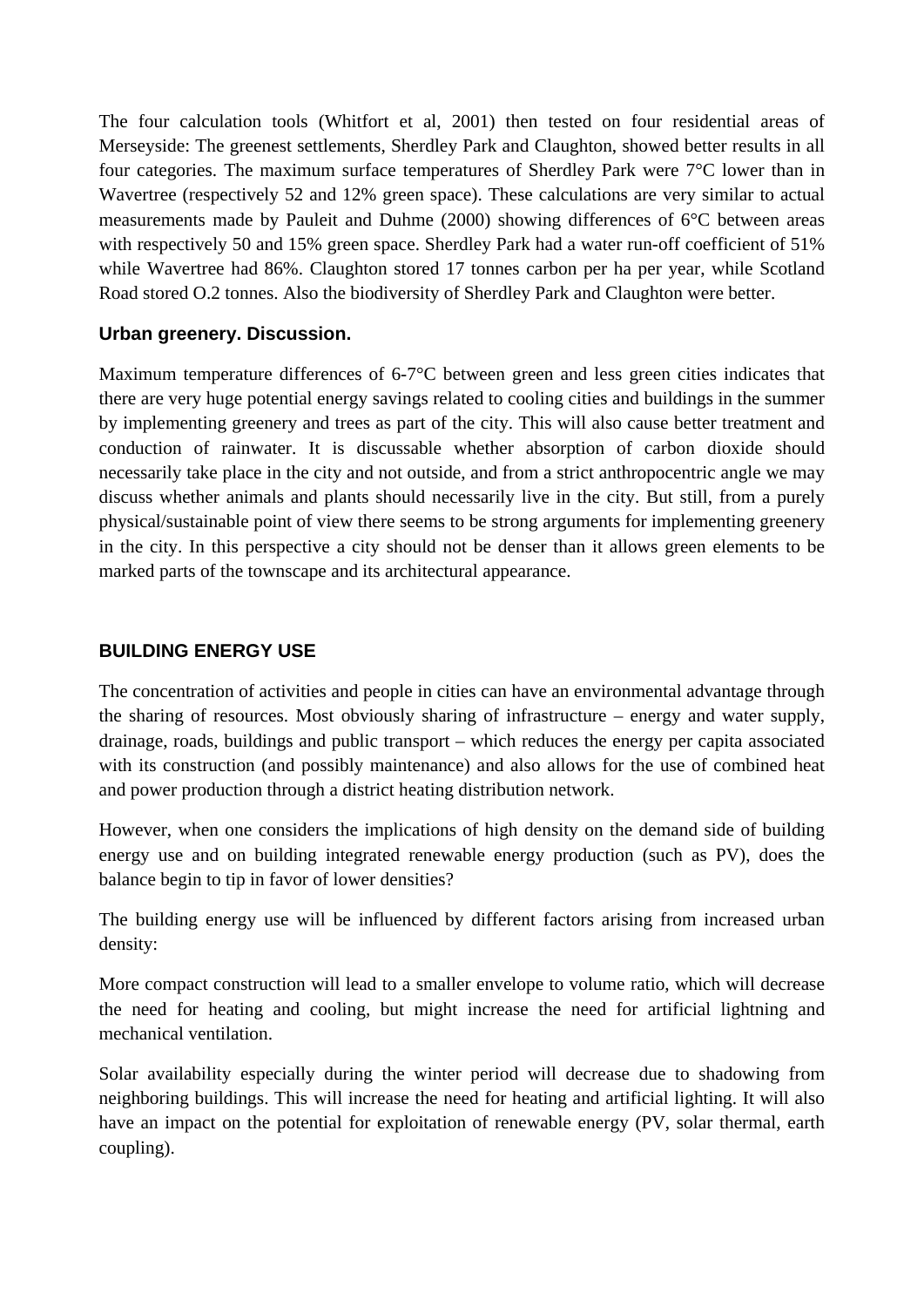The four calculation tools (Whitfort et al, 2001) then tested on four residential areas of Merseyside: The greenest settlements, Sherdley Park and Claughton, showed better results in all four categories. The maximum surface temperatures of Sherdley Park were 7°C lower than in Wavertree (respectively 52 and 12% green space). These calculations are very similar to actual measurements made by Pauleit and Duhme (2000) showing differences of 6°C between areas with respectively 50 and 15% green space. Sherdley Park had a water run-off coefficient of 51% while Wavertree had 86%. Claughton stored 17 tonnes carbon per ha per year, while Scotland Road stored O.2 tonnes. Also the biodiversity of Sherdley Park and Claughton were better.

### Urban greenery. Discussion.

Maximum temperature differences of 6-7°C between green and less green cities indicates that there are very huge potential energy savings related to cooling cities and buildings in the summer by implementing greenery and trees as part of the city. This will also cause better treatment and conduction of rainwater. It is discussable whether absorption of carbon dioxide should necessarily take place in the city and not outside, and from a strict anthropocentric angle we may discuss whether animals and plants should necessarily live in the city. But still, from a purely physical/sustainable point of view there seems to be strong arguments for implementing greenery in the city. In this perspective a city should not be denser than it allows green elements to be marked parts of the townscape and its architectural appearance.

## BUILDING ENERGY USE

The concentration of activities and people in cities can have an environmental advantage through the sharing of resources. Most obviously sharing of infrastructure – energy and water supply, drainage, roads, buildings and public transport – which reduces the energy per capita associated with its construction (and possibly maintenance) and also allows for the use of combined heat and power production through a district heating distribution network.

However, when one considers the implications of high density on the demand side of building energy use and on building integrated renewable energy production (such as PV), does the balance begin to tip in favor of lower densities?

The building energy use will be influenced by different factors arising from increased urban density:

More compact construction will lead to a smaller envelope to volume ratio, which will decrease the need for heating and cooling, but might increase the need for artificial lightning and mechanical ventilation.

Solar availability especially during the winter period will decrease due to shadowing from neighboring buildings. This will increase the need for heating and artificial lighting. It will also have an impact on the potential for exploitation of renewable energy (PV, solar thermal, earth coupling).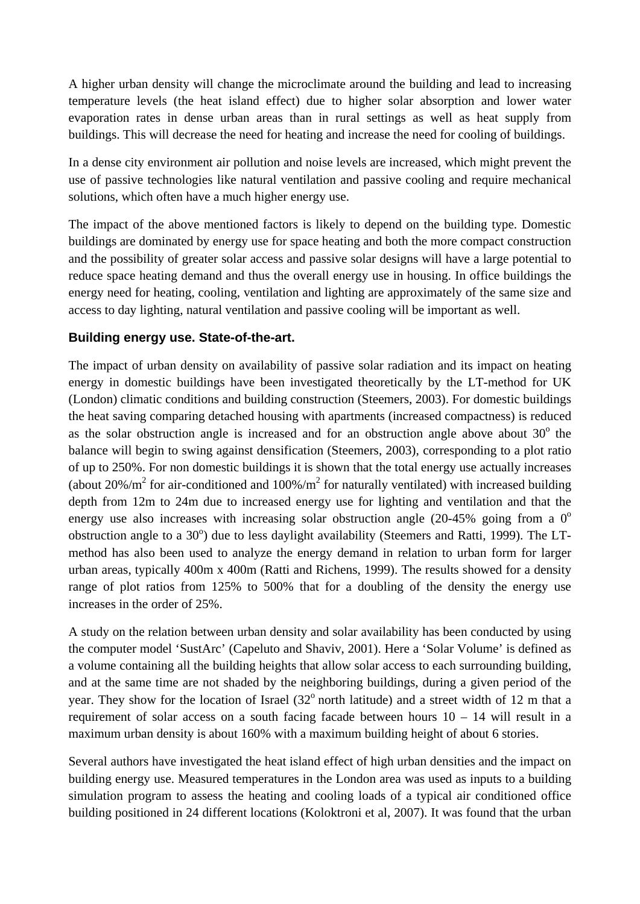A higher urban density will change the microclimate around the building and lead to increasing temperature levels (the heat island effect) due to higher solar absorption and lower water evaporation rates in dense urban areas than in rural settings as well as heat supply from buildings. This will decrease the need for heating and increase the need for cooling of buildings.

In a dense city environment air pollution and noise levels are increased, which might prevent the use of passive technologies like natural ventilation and passive cooling and require mechanical solutions, which often have a much higher energy use.

The impact of the above mentioned factors is likely to depend on the building type. Domestic buildings are dominated by energy use for space heating and both the more compact construction and the possibility of greater solar access and passive solar designs will have a large potential to reduce space heating demand and thus the overall energy use in housing. In office buildings the energy need for heating, cooling, ventilation and lighting are approximately of the same size and access to day lighting, natural ventilation and passive cooling will be important as well.

### Building energy use. State-of-the-art.

The impact of urban density on availability of passive solar radiation and its impact on heating energy in domestic buildings have been investigated theoretically by the LT-method for UK (London) climatic conditions and building construction (Steemers, 2003). For domestic buildings the heat saving comparing detached housing with apartments (increased compactness) is reduced as the solar obstruction angle is increased and for an obstruction angle above about $30^o$ the balance will begin to swing against densification (Steemers, 2003), corresponding to a plot ratio of up to 250%. For non domestic buildings it is shown that the total energy use actually increases (about $20\%/m^2$ for air-conditioned and $100\%/m^2$ for naturally ventilated) with increased building depth from 12m to 24m due to increased energy use for lighting and ventilation and that the energy use also increases with increasing solar obstruction angle (20-45% going from a $0^o$ obstruction angle to a $30^o$) due to less daylight availability (Steemers and Ratti, 1999). The LT-method has also been used to analyze the energy demand in relation to urban form for larger urban areas, typically 400m x 400m (Ratti and Richens, 1999). The results showed for a density range of plot ratios from 125% to 500% that for a doubling of the density the energy use increases in the order of 25%.

A study on the relation between urban density and solar availability has been conducted by using the computer model 'SustArc' (Capeluto and Shaviv, 2001). Here a 'Solar Volume' is defined as a volume containing all the building heights that allow solar access to each surrounding building, and at the same time are not shaded by the neighboring buildings, during a given period of the year. They show for the location of Israel ($32^o$ north latitude) and a street width of 12 m that a requirement of solar access on a south facing facade between hours 10 – 14 will result in a maximum urban density is about 160% with a maximum building height of about 6 stories.

Several authors have investigated the heat island effect of high urban densities and the impact on building energy use. Measured temperatures in the London area was used as inputs to a building simulation program to assess the heating and cooling loads of a typical air conditioned office building positioned in 24 different locations (Kolokotroni et al, 2007). It was found that the urban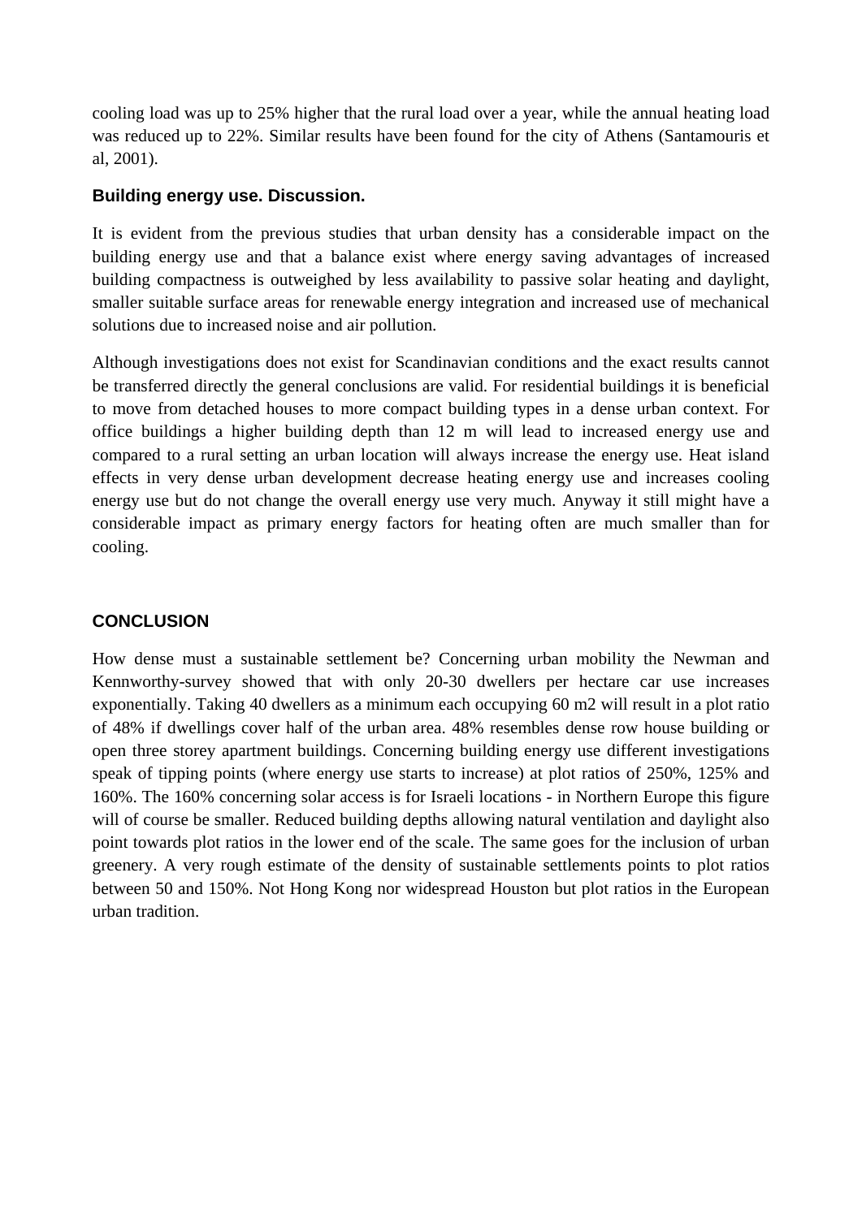cooling load was up to 25% higher that the rural load over a year, while the annual heating load was reduced up to 22%. Similar results have been found for the city of Athens (Santamouris et al, 2001).

### Building energy use. Discussion.

It is evident from the previous studies that urban density has a considerable impact on the building energy use and that a balance exist where energy saving advantages of increased building compactness is outweighed by less availability to passive solar heating and daylight, smaller suitable surface areas for renewable energy integration and increased use of mechanical solutions due to increased noise and air pollution.

Although investigations does not exist for Scandinavian conditions and the exact results cannot be transferred directly the general conclusions are valid. For residential buildings it is beneficial to move from detached houses to more compact building types in a dense urban context. For office buildings a higher building depth than 12 m will lead to increased energy use and compared to a rural setting an urban location will always increase the energy use. Heat island effects in very dense urban development decrease heating energy use and increases cooling energy use but do not change the overall energy use very much. Anyway it still might have a considerable impact as primary energy factors for heating often are much smaller than for cooling.

## CONCLUSION

How dense must a sustainable settlement be? Concerning urban mobility the Newman and Kennworthy-survey showed that with only 20-30 dwellers per hectare car use increases exponentially. Taking 40 dwellers as a minimum each occupying 60 m2 will result in a plot ratio of 48% if dwellings cover half of the urban area. 48% resembles dense row house building or open three storey apartment buildings. Concerning building energy use different investigations speak of tipping points (where energy use starts to increase) at plot ratios of 250%, 125% and 160%. The 160% concerning solar access is for Israeli locations - in Northern Europe this figure will of course be smaller. Reduced building depths allowing natural ventilation and daylight also point towards plot ratios in the lower end of the scale. The same goes for the inclusion of urban greenery. A very rough estimate of the density of sustainable settlements points to plot ratios between 50 and 150%. Not Hong Kong nor widespread Houston but plot ratios in the European urban tradition.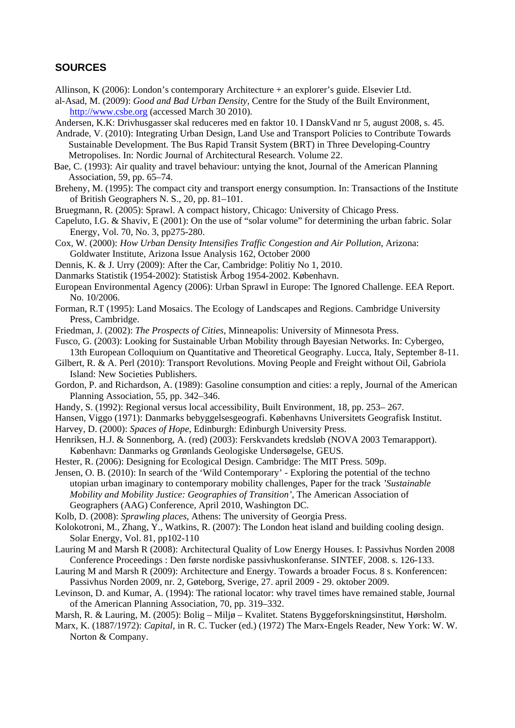## SOURCES

Allinson, K (2006): London's contemporary Architecture + an explorer's guide. Elsevier Ltd.

al-Asad, M. (2009): *Good and Bad Urban Density*, Centre for the Study of the Built Environment, http://www.csbe.org (accessed March 30 2010).

Andersen, K.K: Drivhusgasser skal reduceres med en faktor 10. I DanskVand nr 5, august 2008, s. 45.

Andrade, V. (2010): Integrating Urban Design, Land Use and Transport Policies to Contribute Towards Sustainable Development. The Bus Rapid Transit System (BRT) in Three Developing-Country Metropolises. In: Nordic Journal of Architectural Research. Volume 22.

Bae, C. (1993): Air quality and travel behaviour: untying the knot, Journal of the American Planning Association, 59, pp. 65–74.

Breheny, M. (1995): The compact city and transport energy consumption. In: Transactions of the Institute of British Geographers N. S., 20, pp. 81–101.

Bruegmann, R. (2005): Sprawl. A compact history, Chicago: University of Chicago Press.

Capeluto, I.G. & Shaviv, E (2001): On the use of "solar volume" for determining the urban fabric. Solar Energy, Vol. 70, No. 3, pp275-280.

Cox, W. (2000): *How Urban Density Intensifies Traffic Congestion and Air Pollution*, Arizona: Goldwater Institute, Arizona Issue Analysis 162, October 2000

Dennis, K. & J. Urry (2009): After the Car, Cambridge: Politiy No 1, 2010.

Danmarks Statistik (1954-2002): Statistisk Årbog 1954-2002. København.

European Environmental Agency (2006): Urban Sprawl in Europe: The Ignored Challenge. EEA Report. No. 10/2006.

Forman, R.T (1995): Land Mosaics. The Ecology of Landscapes and Regions. Cambridge University Press, Cambridge.

Friedman, J. (2002): *The Prospects of Cities*, Minneapolis: University of Minnesota Press.

Fusco, G. (2003): Looking for Sustainable Urban Mobility through Bayesian Networks. In: Cybergeo, 13th European Colloquium on Quantitative and Theoretical Geography. Lucca, Italy, September 8-11.

Gilbert, R. & A. Perl (2010): Transport Revolutions. Moving People and Freight without Oil, Gabriola Island: New Societies Publishers.

Gordon, P. and Richardson, A. (1989): Gasoline consumption and cities: a reply, Journal of the American Planning Association, 55, pp. 342–346.

Handy, S. (1992): Regional versus local accessibility, Built Environment, 18, pp. 253– 267.

Hansen, Viggo (1971): Danmarks bebyggelsesgeografi. Københavns Universitets Geografisk Institut.

Harvey, D. (2000): *Spaces of Hope*, Edinburgh: Edinburgh University Press.

Henriksen, H.J. & Sonnenborg, A. (red) (2003): Ferskvandets kredsløb (NOVA 2003 Temarapport). København: Danmarks og Grønlands Geologiske Undersøgelse, GEUS.

Hester, R. (2006): Designing for Ecological Design. Cambridge: The MIT Press. 509p.

Jensen, O. B. (2010): In search of the 'Wild Contemporary' - Exploring the potential of the techno utopian urban imaginary to contemporary mobility challenges, Paper for the track *'Sustainable Mobility and Mobility Justice: Geographies of Transition'*, The American Association of Geographers (AAG) Conference, April 2010, Washington DC.

Kolb, D. (2008): *Sprawling places*, Athens: The university of Georgia Press.

Kolokotroni, M., Zhang, Y., Watkins, R. (2007): The London heat island and building cooling design. Solar Energy, Vol. 81, pp102-110

Lauring M and Marsh R (2008): Architectural Quality of Low Energy Houses. I: Passivhus Norden 2008 Conference Proceedings : Den første nordiske passivhuskonferanse. SINTEF, 2008. s. 126-133.

Lauring M and Marsh R (2009): Architecture and Energy. Towards a broader Focus. 8 s. Konferencen: Passivhus Norden 2009, nr. 2, Gøteborg, Sverige, 27. april 2009 - 29. oktober 2009.

Levinson, D. and Kumar, A. (1994): The rational locator: why travel times have remained stable, Journal of the American Planning Association, 70, pp. 319–332.

Marsh, R. & Lauring, M. (2005): Bolig – Miljø – Kvalitet. Statens Byggeforskningsinstitut, Hørsholm.

Marx, K. (1887/1972): *Capital*, in R. C. Tucker (ed.) (1972) The Marx-Engels Reader, New York: W. W. Norton & Company.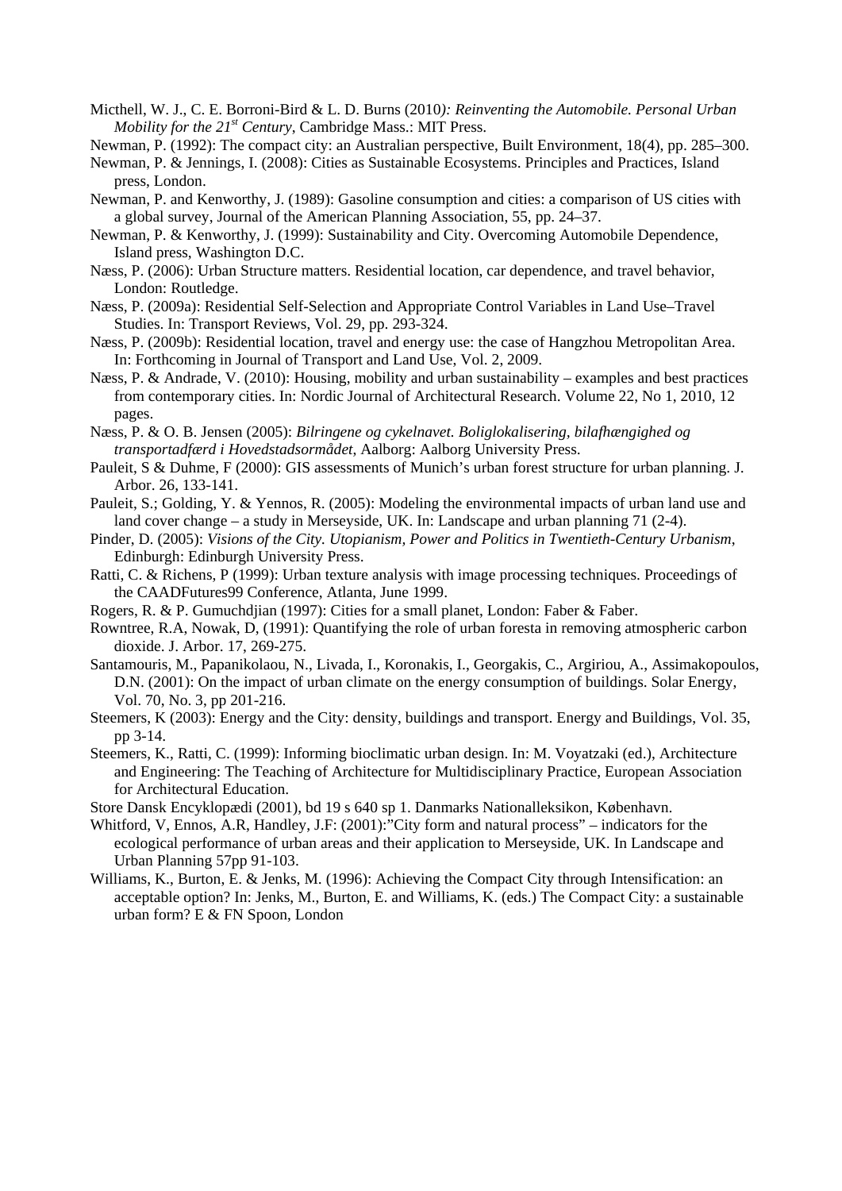Micthell, W. J., C. E. Borroni-Bird & L. D. Burns (2010*): Reinventing the Automobile. Personal Urban Mobility for the 21$^{st}$ Century*, Cambridge Mass.: MIT Press.

Newman, P. (1992): The compact city: an Australian perspective, Built Environment, 18(4), pp. 285–300.

Newman, P. & Jennings, I. (2008): Cities as Sustainable Ecosystems. Principles and Practices, Island press, London.

Newman, P. and Kenworthy, J. (1989): Gasoline consumption and cities: a comparison of US cities with a global survey, Journal of the American Planning Association, 55, pp. 24–37.

Newman, P. & Kenworthy, J. (1999): Sustainability and City. Overcoming Automobile Dependence, Island press, Washington D.C.

Næss, P. (2006): Urban Structure matters. Residential location, car dependence, and travel behavior, London: Routledge.

Næss, P. (2009a): Residential Self-Selection and Appropriate Control Variables in Land Use–Travel Studies. In: Transport Reviews, Vol. 29, pp. 293-324.

Næss, P. (2009b): Residential location, travel and energy use: the case of Hangzhou Metropolitan Area. In: Forthcoming in Journal of Transport and Land Use, Vol. 2, 2009.

Næss, P. & Andrade, V. (2010): Housing, mobility and urban sustainability – examples and best practices from contemporary cities. In: Nordic Journal of Architectural Research. Volume 22, No 1, 2010, 12 pages.

Næss, P. & O. B. Jensen (2005): *Bilringene og cykelnavet. Boliglokalisering, bilafhængighed og transportadfærd i Hovedstadsområdet*, Aalborg: Aalborg University Press.

Pauleit, S & Duhme, F (2000): GIS assessments of Munich's urban forest structure for urban planning. J. Arbor. 26, 133-141.

Pauleit, S.; Golding, Y. & Yennos, R. (2005): Modeling the environmental impacts of urban land use and land cover change – a study in Merseyside, UK. In: Landscape and urban planning 71 (2-4).

Pinder, D. (2005): *Visions of the City. Utopianism, Power and Politics in Twentieth-Century Urbanism*, Edinburgh: Edinburgh University Press.

Ratti, C. & Richens, P (1999): Urban texture analysis with image processing techniques. Proceedings of the CAADFutures99 Conference, Atlanta, June 1999.

Rogers, R. & P. Gumuchdjian (1997): Cities for a small planet, London: Faber & Faber.

Rowntree, R.A, Nowak, D, (1991): Quantifying the role of urban foresta in removing atmospheric carbon dioxide. J. Arbor. 17, 269-275.

Santamouris, M., Papanikolaou, N., Livada, I., Koronakis, I., Georgakis, C., Argiriou, A., Assimakopoulos, D.N. (2001): On the impact of urban climate on the energy consumption of buildings. Solar Energy, Vol. 70, No. 3, pp 201-216.

Steemers, K (2003): Energy and the City: density, buildings and transport. Energy and Buildings, Vol. 35, pp 3-14.

Steemers, K., Ratti, C. (1999): Informing bioclimatic urban design. In: M. Voyatzaki (ed.), Architecture and Engineering: The Teaching of Architecture for Multidisciplinary Practice, European Association for Architectural Education.

Store Dansk Encyklopædi (2001), bd 19 s 640 sp 1. Danmarks Nationalleksikon, København.

Whitford, V, Ennos, A.R, Handley, J.F: (2001):"City form and natural process" – indicators for the ecological performance of urban areas and their application to Merseyside, UK. In Landscape and Urban Planning 57pp 91-103.

Williams, K., Burton, E. & Jenks, M. (1996): Achieving the Compact City through Intensification: an acceptable option? In: Jenks, M., Burton, E. and Williams, K. (eds.) The Compact City: a sustainable urban form? E & FN Spoon, London